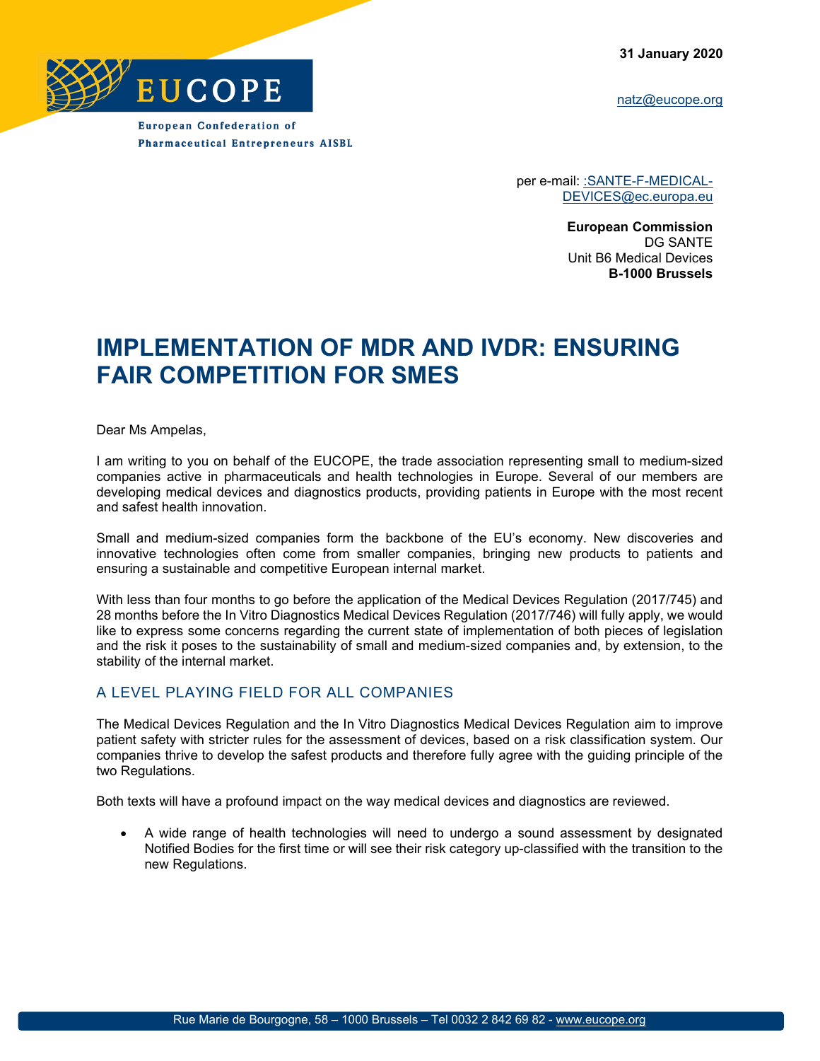31 January 2020

natz@eucope.org

EUCOPE

European Confederation of Pharmaceutical Entrepreneurs AISBL

per e-mail: :SANTE-F-MEDICAL-DEVICES@ec.europa.eu

**European Commission**
DG SANTE
Unit B6 Medical Devices
**B-1000 Brussels**

# IMPLEMENTATION OF MDR AND IVDR: ENSURING FAIR COMPETITION FOR SMES

Dear Ms Ampelas,

I am writing to you on behalf of the EUCOPE, the trade association representing small to medium-sized companies active in pharmaceuticals and health technologies in Europe. Several of our members are developing medical devices and diagnostics products, providing patients in Europe with the most recent and safest health innovation.

Small and medium-sized companies form the backbone of the EU's economy. New discoveries and innovative technologies often come from smaller companies, bringing new products to patients and ensuring a sustainable and competitive European internal market.

With less than four months to go before the application of the Medical Devices Regulation (2017/745) and 28 months before the In Vitro Diagnostics Medical Devices Regulation (2017/746) will fully apply, we would like to express some concerns regarding the current state of implementation of both pieces of legislation and the risk it poses to the sustainability of small and medium-sized companies and, by extension, to the stability of the internal market.

## A LEVEL PLAYING FIELD FOR ALL COMPANIES

The Medical Devices Regulation and the In Vitro Diagnostics Medical Devices Regulation aim to improve patient safety with stricter rules for the assessment of devices, based on a risk classification system. Our companies thrive to develop the safest products and therefore fully agree with the guiding principle of the two Regulations.

Both texts will have a profound impact on the way medical devices and diagnostics are reviewed.

- A wide range of health technologies will need to undergo a sound assessment by designated Notified Bodies for the first time or will see their risk category up-classified with the transition to the new Regulations.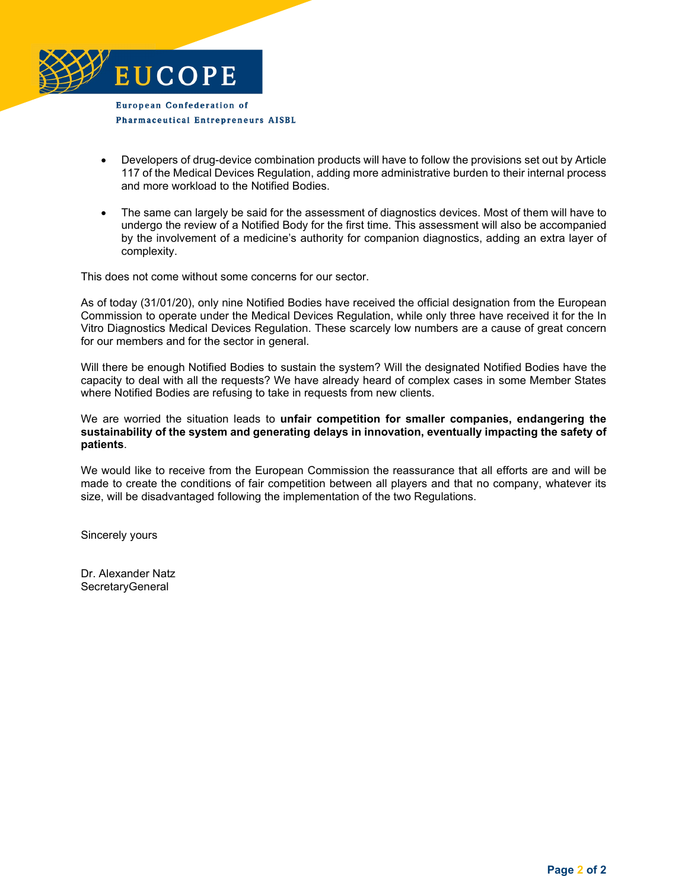- Developers of drug-device combination products will have to follow the provisions set out by Article 117 of the Medical Devices Regulation, adding more administrative burden to their internal process and more workload to the Notified Bodies.

- The same can largely be said for the assessment of diagnostics devices. Most of them will have to undergo the review of a Notified Body for the first time. This assessment will also be accompanied by the involvement of a medicine's authority for companion diagnostics, adding an extra layer of complexity.

This does not come without some concerns for our sector.

As of today (31/01/20), only nine Notified Bodies have received the official designation from the European Commission to operate under the Medical Devices Regulation, while only three have received it for the In Vitro Diagnostics Medical Devices Regulation. These scarcely low numbers are a cause of great concern for our members and for the sector in general.

Will there be enough Notified Bodies to sustain the system? Will the designated Notified Bodies have the capacity to deal with all the requests? We have already heard of complex cases in some Member States where Notified Bodies are refusing to take in requests from new clients.

We are worried the situation leads to **unfair competition for smaller companies, endangering the sustainability of the system and generating delays in innovation, eventually impacting the safety of patients**.

We would like to receive from the European Commission the reassurance that all efforts are and will be made to create the conditions of fair competition between all players and that no company, whatever its size, will be disadvantaged following the implementation of the two Regulations.

Sincerely yours

Dr. Alexander Natz
SecretaryGeneral